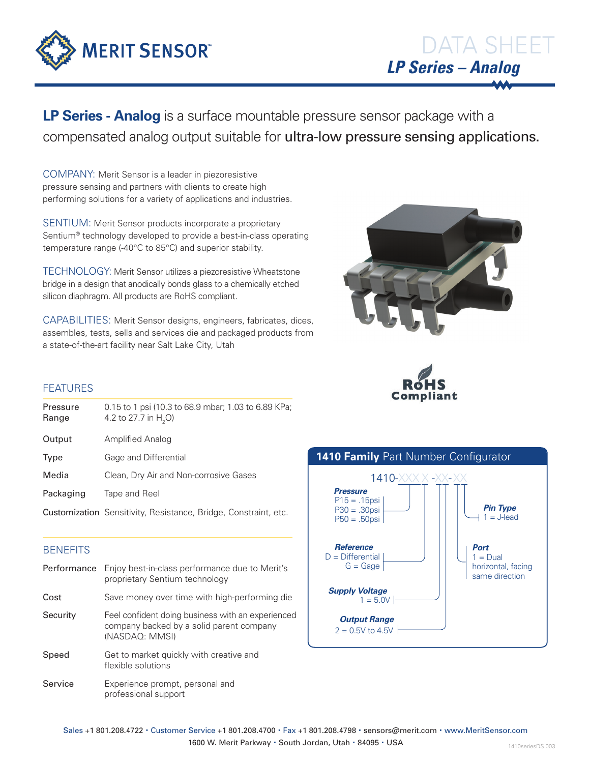# DATA SHEET

## LP Series – Analog

**LP Series - Analog** is a surface mountable pressure sensor package with a compensated analog output suitable for **ultra-low pressure sensing applications.**

COMPANY: Merit Sensor is a leader in piezoresistive pressure sensing and partners with clients to create high performing solutions for a variety of applications and industries.

SENTIUM: Merit Sensor products incorporate a proprietary Sentium® technology developed to provide a best-in-class operating temperature range (-40°C to 85°C) and superior stability.

TECHNOLOGY: Merit Sensor utilizes a piezoresistive Wheatstone bridge in a design that anodically bonds glass to a chemically etched silicon diaphragm. All products are RoHS compliant.

CAPABILITIES: Merit Sensor designs, engineers, fabricates, dices, assembles, tests, sells and services die and packaged products from a state-of-the-art facility near Salt Lake City, Utah

RoHS Compliant

### FEATURES

| | |
|---|---|
| Pressure Range | 0.15 to 1 psi (10.3 to 68.9 mbar; 1.03 to 6.89 KPa; 4.2 to 27.7 in $H_2O$) |
| Output | Amplified Analog |
| Type | Gage and Differential |
| Media | Clean, Dry Air and Non-corrosive Gases |
| Packaging | Tape and Reel |
| Customization | Sensitivity, Resistance, Bridge, Constraint, etc. |

### BENEFITS

| | |
|---|---|
| Performance | Enjoy best-in-class performance due to Merit's proprietary Sentium technology |
| Cost | Save money over time with high-performing die |
| Security | Feel confident doing business with an experienced company backed by a solid parent company (NASDAQ: MMSI) |
| Speed | Get to market quickly with creative and flexible solutions |
| Service | Experience prompt, personal and professional support |

### 1410 Family Part Number Configurator

1410-XXX X -XX-XX

**Pressure**
- P15 = .15psi
- P30 = .30psi
- P50 = .50psi

**Reference**
- D = Differential
- G = Gage

**Supply Voltage**
- 1 = 5.0V

**Output Range**
- 2 = 0.5V to 4.5V

**Port**
- 1 = Dual horizontal, facing same direction

**Pin Type**
- 1 = J-lead

Sales +1 801.208.4722 • Customer Service +1 801.208.4700 • Fax +1 801.208.4798 • sensors@merit.com • www.MeritSensor.com
1600 W. Merit Parkway • South Jordan, Utah • 84095 • USA

1410seriesDS.003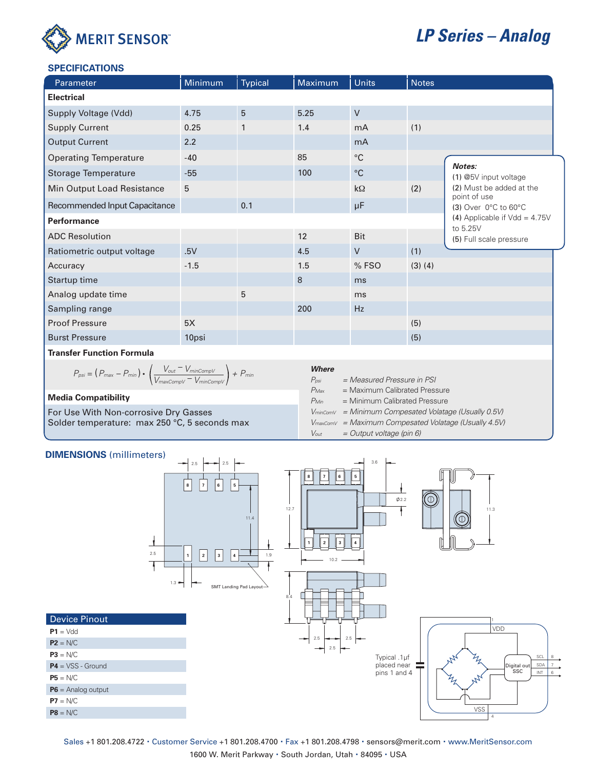# LP Series – Analog

## SPECIFICATIONS

| Parameter | Minimum | Typical | Maximum | Units | Notes |
|---|---|---|---|---|---|
| **Electrical** | | | | | |
| Supply Voltage (Vdd) | 4.75 | 5 | 5.25 | V | |
| Supply Current | 0.25 | 1 | 1.4 | mA | (1) |
| Output Current | 2.2 | | | mA | |
| Operating Temperature | -40 | | 85 | °C | |
| Storage Temperature | -55 | | 100 | °C | |
| Min Output Load Resistance | 5 | | | kΩ | (2) |
| Recommended Input Capacitance | | 0.1 | | µF | |
| **Performance** | | | | | |
| ADC Resolution | | | 12 | Bit | |
| Ratiometric output voltage | .5V | | 4.5 | V | (1) |
| Accuracy | -1.5 | | 1.5 | % FSO | (3) (4) |
| Startup time | | | 8 | ms | |
| Analog update time | | 5 | | ms | |
| Sampling range | | | 200 | Hz | |
| Proof Pressure | 5X | | | | (5) |
| Burst Pressure | 10psi | | | | (5) |

**Notes:**
(1) @5V input voltage
(2) Must be added at the point of use
(3) Over 0°C to 60°C
(4) Applicable if Vdd = 4.75V to 5.25V
(5) Full scale pressure

**Transfer Function Formula**

$$P_{psi} = (P_{max} - P_{min}) \cdot \left( \frac{V_{out} - V_{minCompV}}{V_{maxCompV} - V_{minCompV}} \right) + P_{min}$$

***Where***

- $P_{psi}$ = Measured Pressure in PSI
- $P_{Max}$ = Maximum Calibrated Pressure
- $P_{Min}$ = Minimum Calibrated Pressure
- $V_{minComV}$ = Minimum Compesated Volatage (Usually 0.5V)
- $V_{maxComV}$ = Maximum Compesated Volatage (Usually 4.5V)
- $V_{out}$ = Output voltage (pin 6)

**Media Compatibility**

For Use With Non-corrosive Dry Gasses
Solder temperature: max 250 °C, 5 seconds max

## DIMENSIONS (millimeters)

SMT Landing Pad Layout

Typical .1µf placed near pins 1 and 4

| Device Pinout |
|---|
| **P1** = Vdd |
| **P2** = N/C |
| **P3** = N/C |
| **P4** = VSS - Ground |
| **P5** = N/C |
| **P6** = Analog output |
| **P7** = N/C |
| **P8** = N/C |

Sales +1 801.208.4722 • Customer Service +1 801.208.4700 • Fax +1 801.208.4798 • sensors@merit.com • www.MeritSensor.com
1600 W. Merit Parkway • South Jordan, Utah • 84095 • USA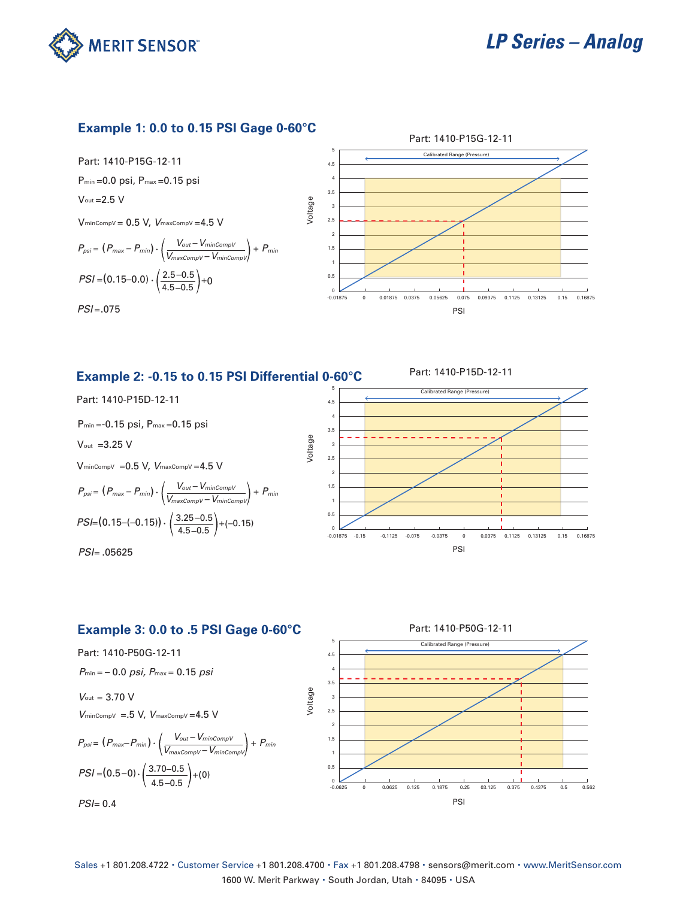## Example 1: 0.0 to 0.15 PSI Gage 0-60°C

Part: 1410-P15G-12-11

$P_{min}$ =0.0 psi, $P_{max}$ =0.15 psi

$V_{out}$ =2.5 V

$V_{minCompV}$ = 0.5 V, $V_{maxCompV}$ =4.5 V

$$P_{psi} = (P_{max} - P_{min}) \cdot \left(\frac{V_{out} - V_{minCompV}}{V_{maxCompV} - V_{minCompV}}\right) + P_{min}$$

$$PSI = (0.15–0.0) \cdot \left(\frac{2.5–0.5}{4.5–0.5}\right) + 0$$

$PSI$ =.075

Part: 1410-P15G-12-11

Calibrated Range (Pressure)

Voltage

0
0.5
1
1.5
2
2.5
3
3.5
4
4.5
5

-0.01875
0
0.01875
0.0375
0.05625
0.075
0.09375
0.1125
0.13125
0.15
0.16875

PSI

## Example 2: -0.15 to 0.15 PSI Differential 0-60°C

Part: 1410-P15D-12-11

$P_{min}$ =-0.15 psi, $P_{max}$ =0.15 psi

$V_{out}$ =3.25 V

$V_{minCompV}$ =0.5 V, $V_{maxCompV}$ =4.5 V

$$P_{psi} = (P_{max} - P_{min}) \cdot \left(\frac{V_{out} - V_{minCompV}}{V_{maxCompV} - V_{minCompV}}\right) + P_{min}$$

$$PSI = (0.15–(–0.15)) \cdot \left(\frac{3.25–0.5}{4.5–0.5}\right) + (–0.15)$$

$PSI$= .05625

Part: 1410-P15D-12-11

Calibrated Range (Pressure)

Voltage

0
0.5
1
1.5
2
2.5
3
3.5
4
4.5
5

-0.01875
-0.15
-0.1125
-0.075
-0.0375
0
0.0375
0.1125
0.13125
0.15
0.16875

PSI

## Example 3: 0.0 to .5 PSI Gage 0-60°C

Part: 1410-P50G-12-11

$P_{min}$ = – 0.0 *psi*, $P_{max}$ = 0.15 *psi*

$V_{out}$ = 3.70 V

$V_{minCompV}$ =.5 V, $V_{maxCompV}$ =4.5 V

$$P_{psi} = (P_{max} – P_{min}) \cdot \left(\frac{V_{out} - V_{minCompV}}{V_{maxCompV} - V_{minCompV}}\right) + P_{min}$$

$$PSI = (0.5–0) \cdot \left(\frac{3.70–0.5}{4.5–0.5}\right) + (0)$$

$PSI$= 0.4

Part: 1410-P50G-12-11

Calibrated Range (Pressure)

Voltage

0
0.5
1
1.5
2
2.5
3
3.5
4
4.5
5

-0.0625
0
0.0625
0.125
0.1875
0.25
03.125
0.375
0.4375
0.5
0.562

PSI

Sales +1 801.208.4722 • Customer Service +1 801.208.4700 • Fax +1 801.208.4798 • sensors@merit.com • www.MeritSensor.com
1600 W. Merit Parkway • South Jordan, Utah • 84095 • USA